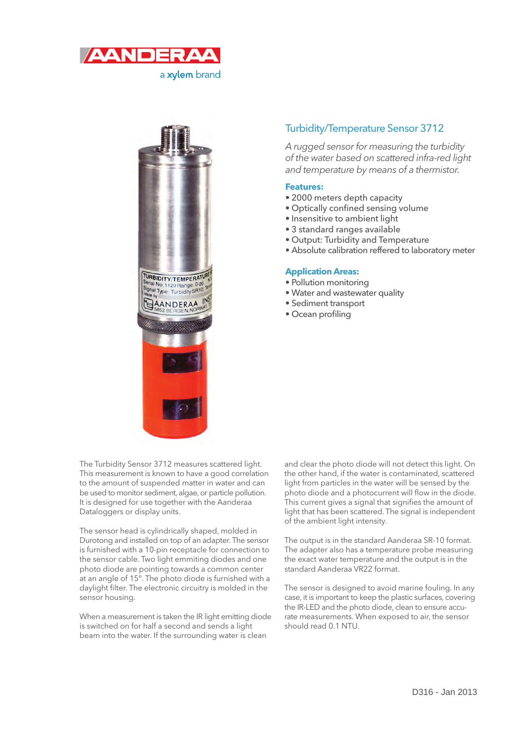AANDERAA

a xylem brand

## Turbidity/Temperature Sensor 3712

*A rugged sensor for measuring the turbidity of the water based on scattered infra-red light and temperature by means of a thermistor.*

### Features:

- 2000 meters depth capacity
- Optically confined sensing volume
- Insensitive to ambient light
- 3 standard ranges available
- Output: Turbidity and Temperature
- Absolute calibration reffered to laboratory meter

### Application Areas:

- Pollution monitoring
- Water and wastewater quality
- Sediment transport
- Ocean profiling

The Turbidity Sensor 3712 measures scattered light. This measurement is known to have a good correlation to the amount of suspended matter in water and can be used to monitor sediment, algae, or particle pollution. It is designed for use together with the Aanderaa Dataloggers or display units.

The sensor head is cylindrically shaped, molded in Durotong and installed on top of an adapter. The sensor is furnished with a 10-pin receptacle for connection to the sensor cable. Two light emitting diodes and one photo diode are pointing towards a common center at an angle of 15°. The photo diode is furnished with a daylight filter. The electronic circuitry is molded in the sensor housing.

When a measurement is taken the IR light emitting diode is switched on for half a second and sends a light beam into the water. If the surrounding water is clean and clear the photo diode will not detect this light. On the other hand, if the water is contaminated, scattered light from particles in the water will be sensed by the photo diode and a photocurrent will flow in the diode. This current gives a signal that signifies the amount of light that has been scattered. The signal is independent of the ambient light intensity.

The output is in the standard Aanderaa SR-10 format. The adapter also has a temperature probe measuring the exact water temperature and the output is in the standard Aanderaa VR22 format.

The sensor is designed to avoid marine fouling. In any case, it is important to keep the plastic surfaces, covering the IR-LED and the photo diode, clean to ensure accurate measurements. When exposed to air, the sensor should read 0.1 NTU.

D316 - Jan 2013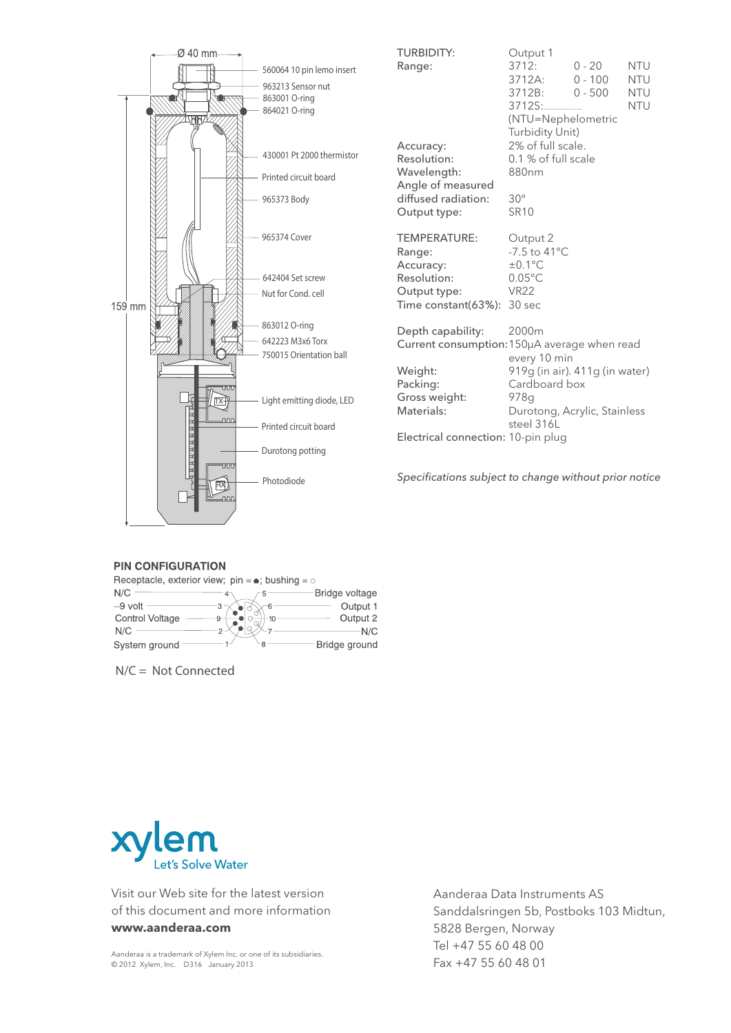Ø 40 mm

159 mm

560064 10 pin lemo insert
963213 Sensor nut
863001 O-ring
864021 O-ring
430001 Pt 2000 thermistor
Printed circuit board
965373 Body
965374 Cover
642404 Set screw
Nut for Cond. cell
863012 O-ring
642223 M3x6 Torx
750015 Orientation ball
Light emitting diode, LED
Printed circuit board
Durotong potting
Photodiode

| | | | |
|---|---|---|---|
| TURBIDITY: | Output 1 | | |
| Range: | 3712: | 0 - 20 | NTU |
| | 3712A: | 0 - 100 | NTU |
| | 3712B: | 0 - 500 | NTU |
| | 3712S:.................. | | NTU |
| | (NTU=Nephelometric Turbidity Unit) | | |
| Accuracy: | 2% of full scale. | | |
| Resolution: | 0.1 % of full scale | | |
| Wavelength: | 880nm | | |
| Angle of measured diffused radiation: | 30° | | |
| Output type: | SR10 | | |

| | |
|---|---|
| TEMPERATURE: | Output 2 |
| Range: | -7.5 to 41°C |
| Accuracy: | ±0.1°C |
| Resolution: | 0.05°C |
| Output type: | VR22 |
| Time constant(63%): | 30 sec |

| | |
|---|---|
| Depth capability: | 2000m |
| Current consumption: | 150µA average when read every 10 min |
| Weight: | 919g (in air). 411g (in water) |
| Packing: | Cardboard box |
| Gross weight: | 978g |
| Materials: | Durotong, Acrylic, Stainless steel 316L |
| Electrical connection: | 10-pin plug |

*Specifications subject to change without prior notice*

**PIN CONFIGURATION**

Receptacle, exterior view; pin = ●; bushing = ○

| | | | |
|---|---|---|---|
| N/C | 4 | 5 | Bridge voltage |
| –9 volt | 3 | 6 | Output 1 |
| Control Voltage | 9 | 10 | Output 2 |
| N/C | 2 | 7 | N/C |
| System ground | 1 | 8 | Bridge ground |

N/C = Not Connected

xylem
Let's Solve Water

Visit our Web site for the latest version of this document and more information
**www.aanderaa.com**

Aanderaa is a trademark of Xylem Inc. or one of its subsidiaries.
© 2012 Xylem, Inc. D316 January 2013

Aanderaa Data Instruments AS
Sanddalsringen 5b, Postboks 103 Midtun,
5828 Bergen, Norway
Tel +47 55 60 48 00
Fax +47 55 60 48 01